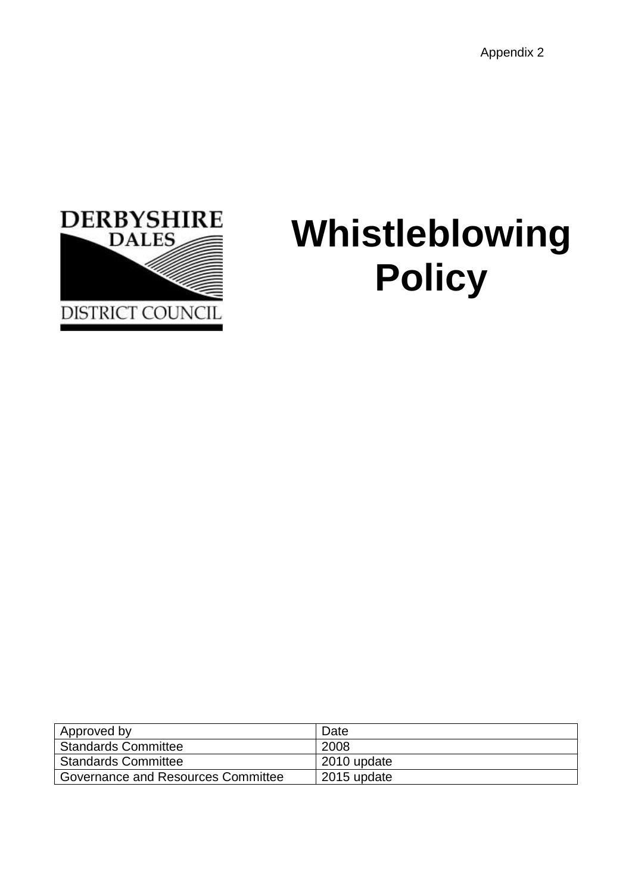Appendix 2

DERBYSHIRE DALES DISTRICT COUNCIL

# Whistleblowing Policy

| Approved by | Date |
| --- | --- |
| Standards Committee | 2008 |
| Standards Committee | 2010 update |
| Governance and Resources Committee | 2015 update |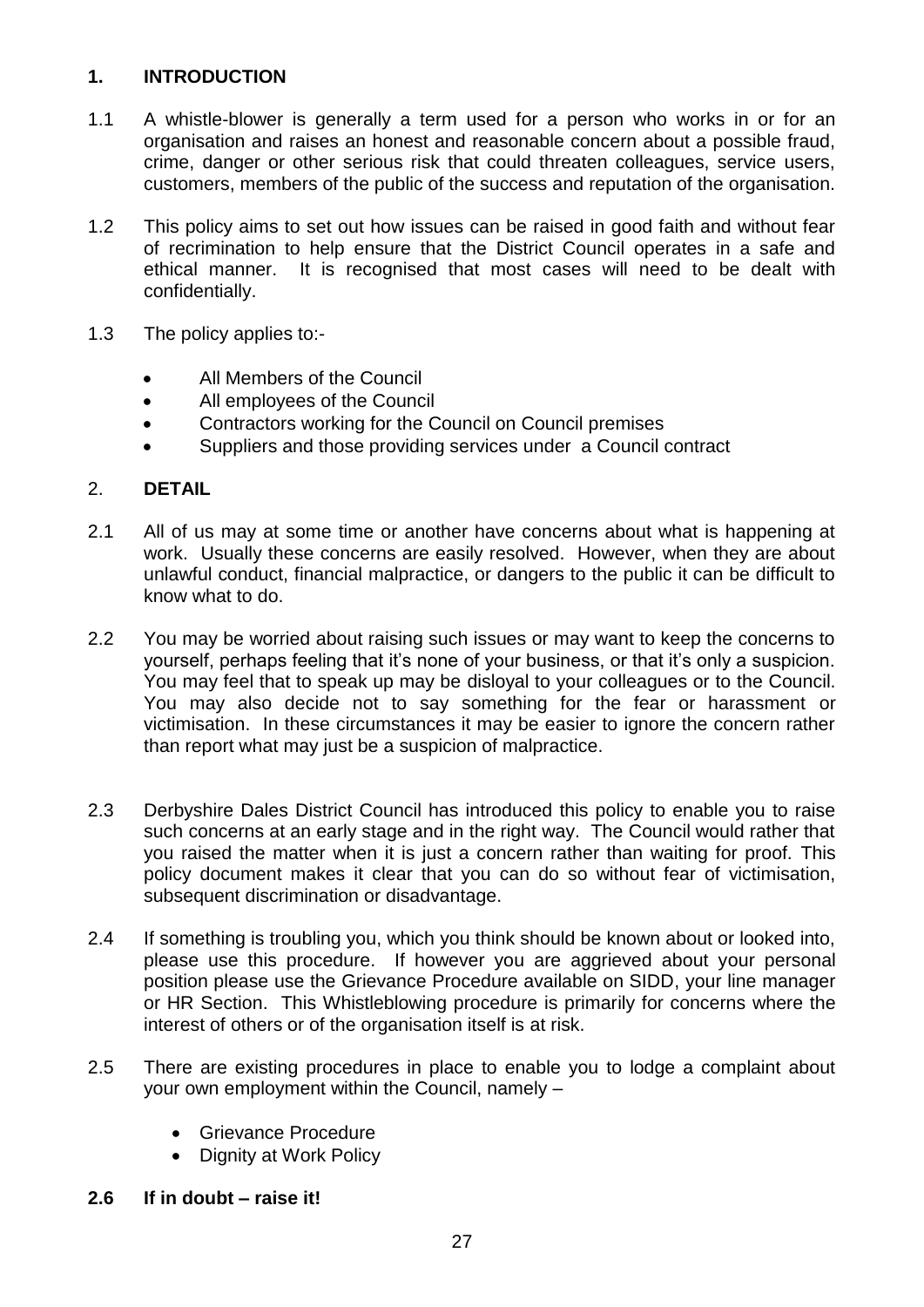## 1. INTRODUCTION

1.1 A whistle-blower is generally a term used for a person who works in or for an organisation and raises an honest and reasonable concern about a possible fraud, crime, danger or other serious risk that could threaten colleagues, service users, customers, members of the public of the success and reputation of the organisation.

1.2 This policy aims to set out how issues can be raised in good faith and without fear of recrimination to help ensure that the District Council operates in a safe and ethical manner. It is recognised that most cases will need to be dealt with confidentially.

1.3 The policy applies to:-

- All Members of the Council
- All employees of the Council
- Contractors working for the Council on Council premises
- Suppliers and those providing services under a Council contract

## 2. DETAIL

2.1 All of us may at some time or another have concerns about what is happening at work. Usually these concerns are easily resolved. However, when they are about unlawful conduct, financial malpractice, or dangers to the public it can be difficult to know what to do.

2.2 You may be worried about raising such issues or may want to keep the concerns to yourself, perhaps feeling that it's none of your business, or that it's only a suspicion. You may feel that to speak up may be disloyal to your colleagues or to the Council. You may also decide not to say something for the fear or harassment or victimisation. In these circumstances it may be easier to ignore the concern rather than report what may just be a suspicion of malpractice.

2.3 Derbyshire Dales District Council has introduced this policy to enable you to raise such concerns at an early stage and in the right way. The Council would rather that you raised the matter when it is just a concern rather than waiting for proof. This policy document makes it clear that you can do so without fear of victimisation, subsequent discrimination or disadvantage.

2.4 If something is troubling you, which you think should be known about or looked into, please use this procedure. If however you are aggrieved about your personal position please use the Grievance Procedure available on SIDD, your line manager or HR Section. This Whistleblowing procedure is primarily for concerns where the interest of others or of the organisation itself is at risk.

2.5 There are existing procedures in place to enable you to lodge a complaint about your own employment within the Council, namely –

- Grievance Procedure
- Dignity at Work Policy

**2.6 If in doubt – raise it!**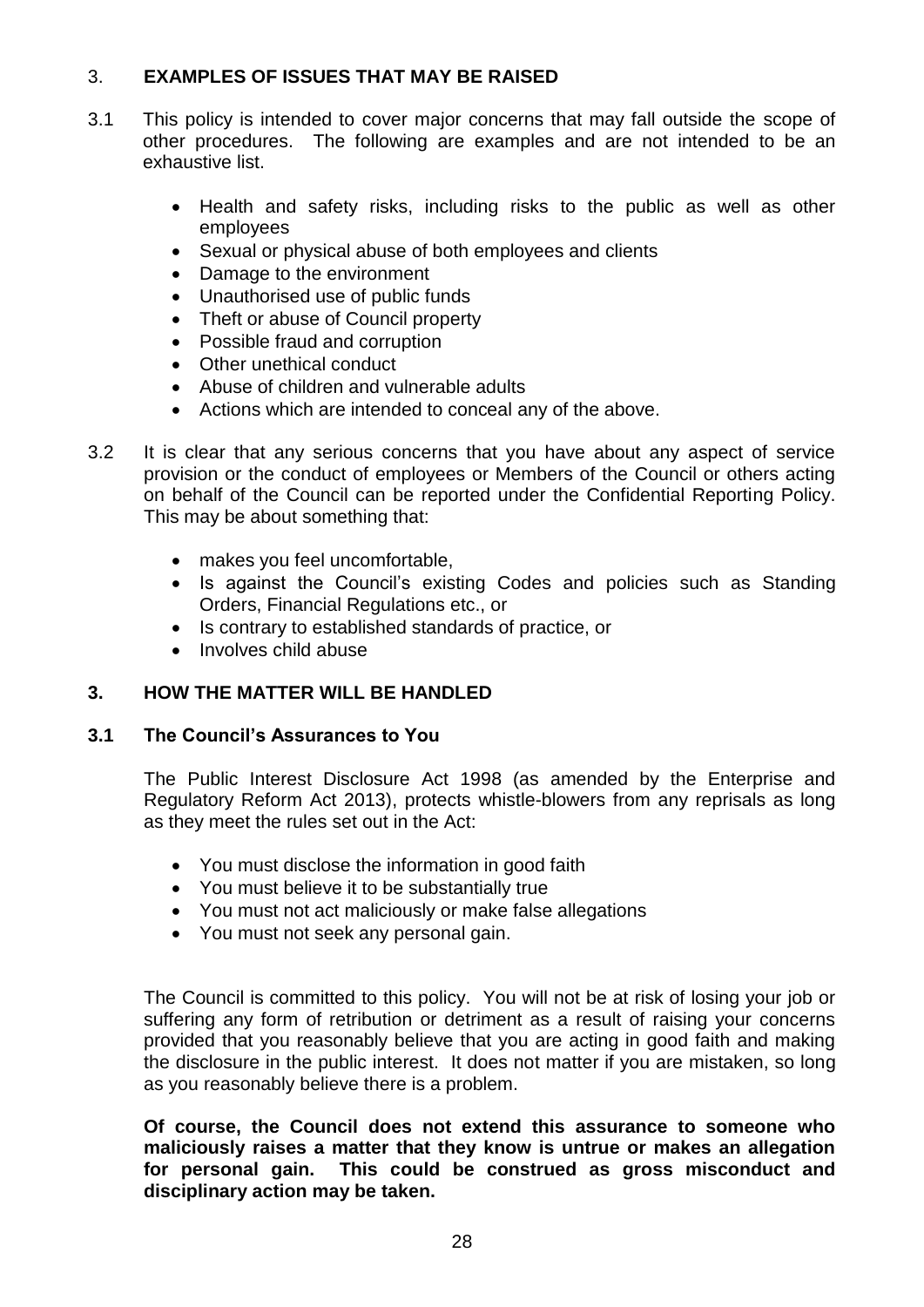## 3. EXAMPLES OF ISSUES THAT MAY BE RAISED

3.1 This policy is intended to cover major concerns that may fall outside the scope of other procedures. The following are examples and are not intended to be an exhaustive list.

- Health and safety risks, including risks to the public as well as other employees
- Sexual or physical abuse of both employees and clients
- Damage to the environment
- Unauthorised use of public funds
- Theft or abuse of Council property
- Possible fraud and corruption
- Other unethical conduct
- Abuse of children and vulnerable adults
- Actions which are intended to conceal any of the above.

3.2 It is clear that any serious concerns that you have about any aspect of service provision or the conduct of employees or Members of the Council or others acting on behalf of the Council can be reported under the Confidential Reporting Policy. This may be about something that:

- makes you feel uncomfortable,
- Is against the Council's existing Codes and policies such as Standing Orders, Financial Regulations etc., or
- Is contrary to established standards of practice, or
- Involves child abuse

## 3. HOW THE MATTER WILL BE HANDLED

### 3.1 The Council's Assurances to You

The Public Interest Disclosure Act 1998 (as amended by the Enterprise and Regulatory Reform Act 2013), protects whistle-blowers from any reprisals as long as they meet the rules set out in the Act:

- You must disclose the information in good faith
- You must believe it to be substantially true
- You must not act maliciously or make false allegations
- You must not seek any personal gain.

The Council is committed to this policy. You will not be at risk of losing your job or suffering any form of retribution or detriment as a result of raising your concerns provided that you reasonably believe that you are acting in good faith and making the disclosure in the public interest. It does not matter if you are mistaken, so long as you reasonably believe there is a problem.

**Of course, the Council does not extend this assurance to someone who maliciously raises a matter that they know is untrue or makes an allegation for personal gain. This could be construed as gross misconduct and disciplinary action may be taken.**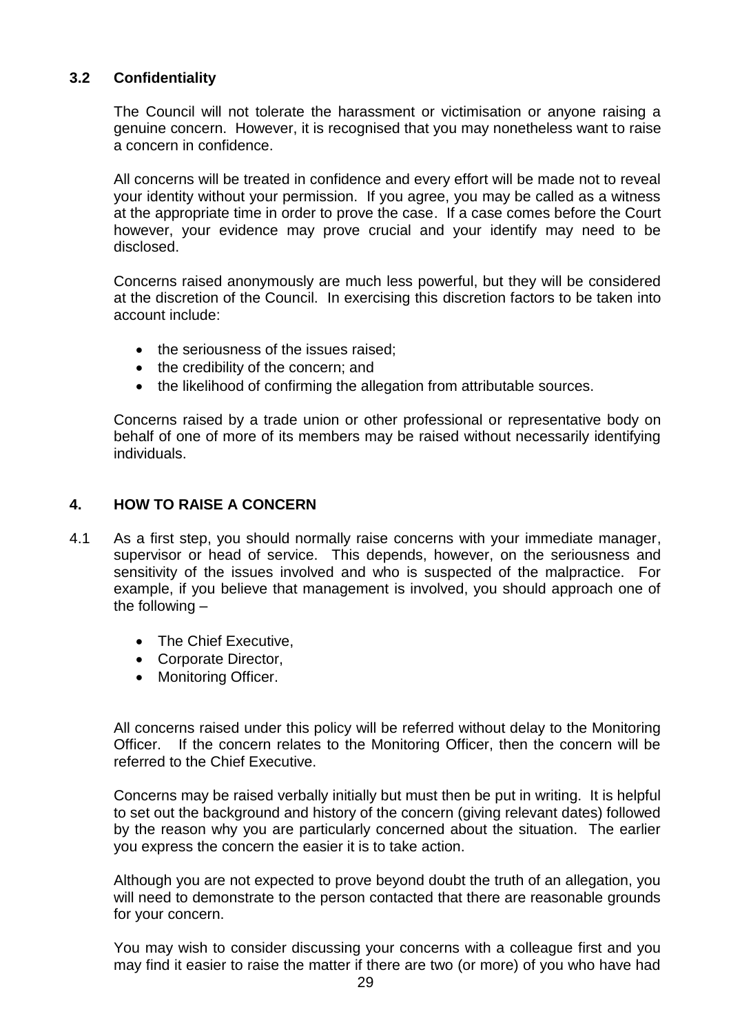### 3.2 Confidentiality

The Council will not tolerate the harassment or victimisation or anyone raising a genuine concern. However, it is recognised that you may nonetheless want to raise a concern in confidence.

All concerns will be treated in confidence and every effort will be made not to reveal your identity without your permission. If you agree, you may be called as a witness at the appropriate time in order to prove the case. If a case comes before the Court however, your evidence may prove crucial and your identify may need to be disclosed.

Concerns raised anonymously are much less powerful, but they will be considered at the discretion of the Council. In exercising this discretion factors to be taken into account include:

- the seriousness of the issues raised;
- the credibility of the concern; and
- the likelihood of confirming the allegation from attributable sources.

Concerns raised by a trade union or other professional or representative body on behalf of one of more of its members may be raised without necessarily identifying individuals.

## 4. HOW TO RAISE A CONCERN

4.1 As a first step, you should normally raise concerns with your immediate manager, supervisor or head of service. This depends, however, on the seriousness and sensitivity of the issues involved and who is suspected of the malpractice. For example, if you believe that management is involved, you should approach one of the following –

- The Chief Executive,
- Corporate Director,
- Monitoring Officer.

All concerns raised under this policy will be referred without delay to the Monitoring Officer. If the concern relates to the Monitoring Officer, then the concern will be referred to the Chief Executive.

Concerns may be raised verbally initially but must then be put in writing. It is helpful to set out the background and history of the concern (giving relevant dates) followed by the reason why you are particularly concerned about the situation. The earlier you express the concern the easier it is to take action.

Although you are not expected to prove beyond doubt the truth of an allegation, you will need to demonstrate to the person contacted that there are reasonable grounds for your concern.

You may wish to consider discussing your concerns with a colleague first and you may find it easier to raise the matter if there are two (or more) of you who have had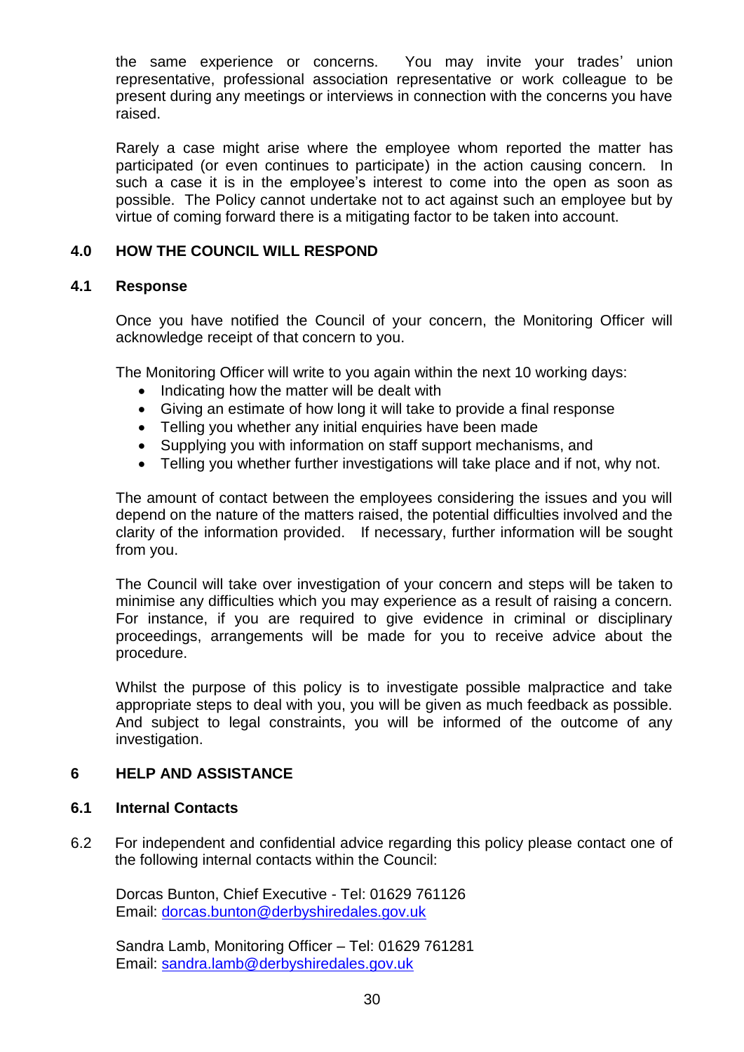the same experience or concerns. You may invite your trades' union representative, professional association representative or work colleague to be present during any meetings or interviews in connection with the concerns you have raised.

Rarely a case might arise where the employee whom reported the matter has participated (or even continues to participate) in the action causing concern. In such a case it is in the employee's interest to come into the open as soon as possible. The Policy cannot undertake not to act against such an employee but by virtue of coming forward there is a mitigating factor to be taken into account.

## 4.0 HOW THE COUNCIL WILL RESPOND

### 4.1 Response

Once you have notified the Council of your concern, the Monitoring Officer will acknowledge receipt of that concern to you.

The Monitoring Officer will write to you again within the next 10 working days:

- Indicating how the matter will be dealt with
- Giving an estimate of how long it will take to provide a final response
- Telling you whether any initial enquiries have been made
- Supplying you with information on staff support mechanisms, and
- Telling you whether further investigations will take place and if not, why not.

The amount of contact between the employees considering the issues and you will depend on the nature of the matters raised, the potential difficulties involved and the clarity of the information provided. If necessary, further information will be sought from you.

The Council will take over investigation of your concern and steps will be taken to minimise any difficulties which you may experience as a result of raising a concern. For instance, if you are required to give evidence in criminal or disciplinary proceedings, arrangements will be made for you to receive advice about the procedure.

Whilst the purpose of this policy is to investigate possible malpractice and take appropriate steps to deal with you, you will be given as much feedback as possible. And subject to legal constraints, you will be informed of the outcome of any investigation.

## 6 HELP AND ASSISTANCE

### 6.1 Internal Contacts

6.2 For independent and confidential advice regarding this policy please contact one of the following internal contacts within the Council:

Dorcas Bunton, Chief Executive - Tel: 01629 761126
Email: dorcas.bunton@derbyshiredales.gov.uk

Sandra Lamb, Monitoring Officer – Tel: 01629 761281
Email: sandra.lamb@derbyshiredales.gov.uk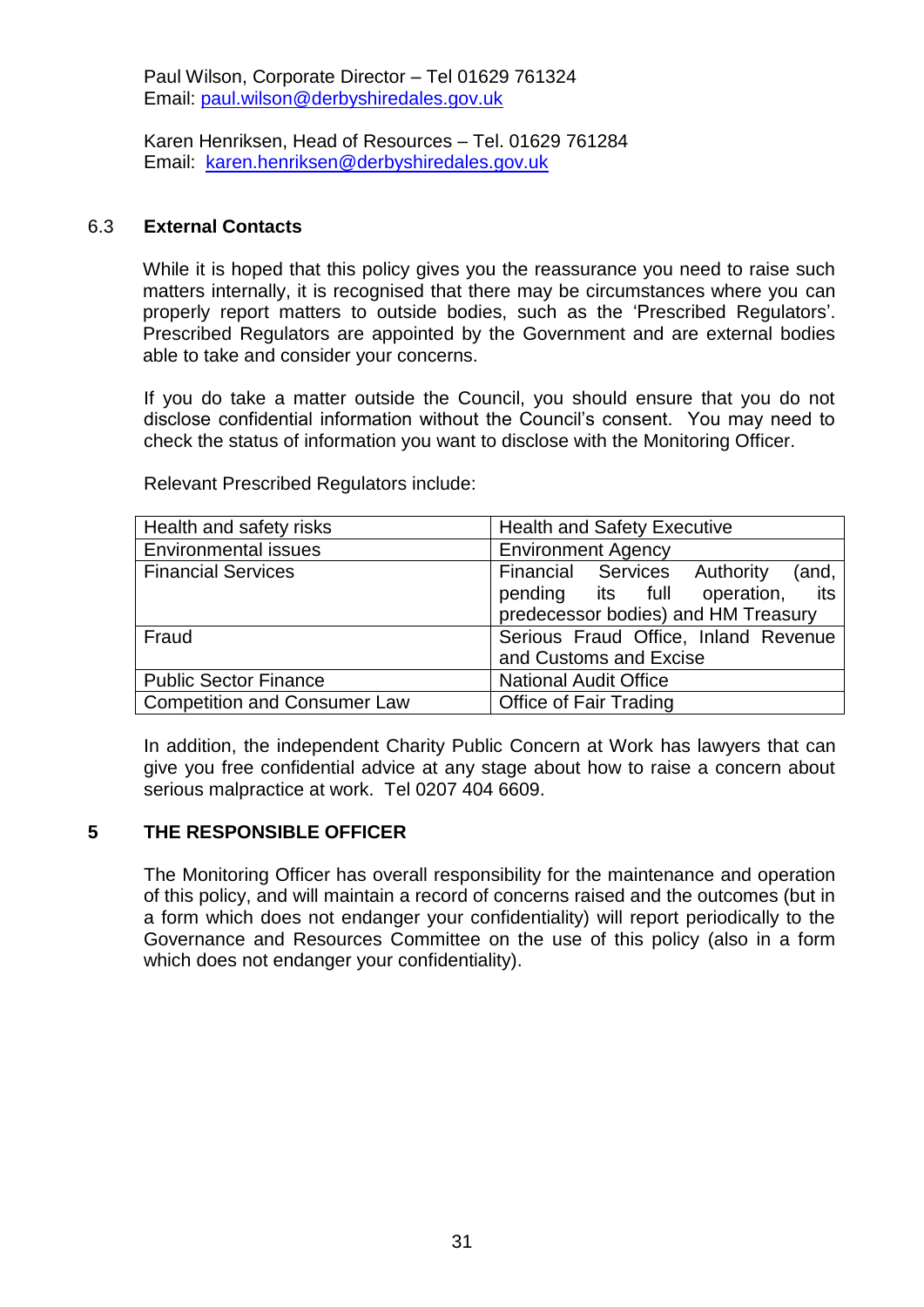Paul Wilson, Corporate Director – Tel 01629 761324
Email: paul.wilson@derbyshiredales.gov.uk

Karen Henriksen, Head of Resources – Tel. 01629 761284
Email: karen.henriksen@derbyshiredales.gov.uk

### 6.3 External Contacts

While it is hoped that this policy gives you the reassurance you need to raise such matters internally, it is recognised that there may be circumstances where you can properly report matters to outside bodies, such as the 'Prescribed Regulators'. Prescribed Regulators are appointed by the Government and are external bodies able to take and consider your concerns.

If you do take a matter outside the Council, you should ensure that you do not disclose confidential information without the Council's consent. You may need to check the status of information you want to disclose with the Monitoring Officer.

Relevant Prescribed Regulators include:

| | |
|---|---|
| Health and safety risks | Health and Safety Executive |
| Environmental issues | Environment Agency |
| Financial Services | Financial Services Authority (and, pending its full operation, its predecessor bodies) and HM Treasury |
| Fraud | Serious Fraud Office, Inland Revenue and Customs and Excise |
| Public Sector Finance | National Audit Office |
| Competition and Consumer Law | Office of Fair Trading |

In addition, the independent Charity Public Concern at Work has lawyers that can give you free confidential advice at any stage about how to raise a concern about serious malpractice at work. Tel 0207 404 6609.

## 5 THE RESPONSIBLE OFFICER

The Monitoring Officer has overall responsibility for the maintenance and operation of this policy, and will maintain a record of concerns raised and the outcomes (but in a form which does not endanger your confidentiality) will report periodically to the Governance and Resources Committee on the use of this policy (also in a form which does not endanger your confidentiality).